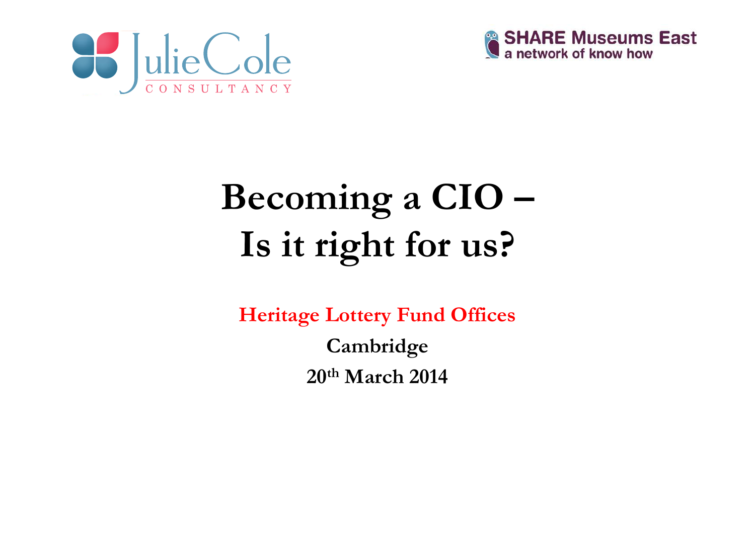Julie Cole Consultancy

SHARE Museums East
a network of know how

# Becoming a CIO – Is it right for us?

**Heritage Lottery Fund Offices**

**Cambridge**

**20th March 2014**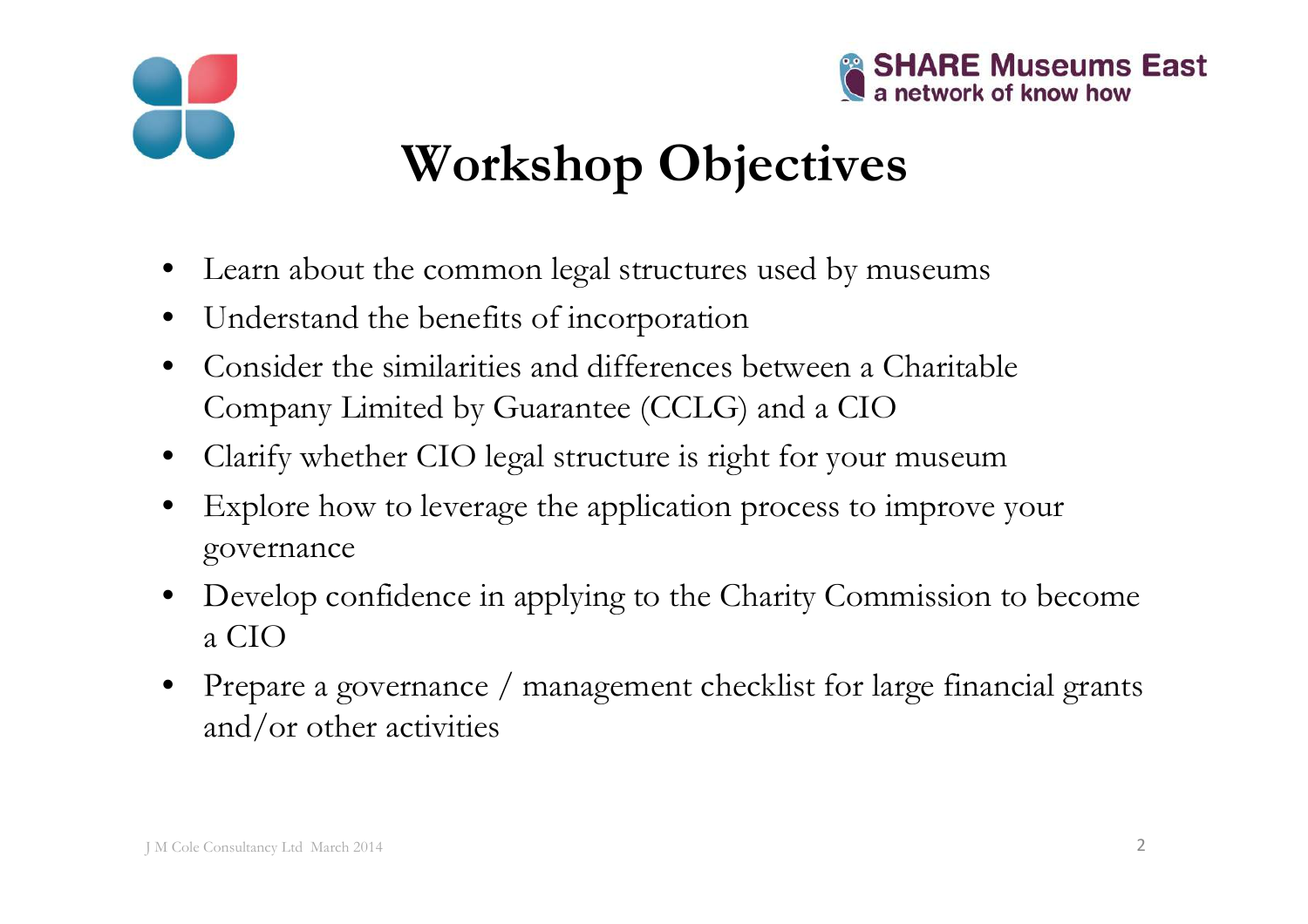# Workshop Objectives

- Learn about the common legal structures used by museums
- Understand the benefits of incorporation
- Consider the similarities and differences between a Charitable Company Limited by Guarantee (CCLG) and a CIO
- Clarify whether CIO legal structure is right for your museum
- Explore how to leverage the application process to improve your governance
- Develop confidence in applying to the Charity Commission to become a CIO
- Prepare a governance / management checklist for large financial grants and/or other activities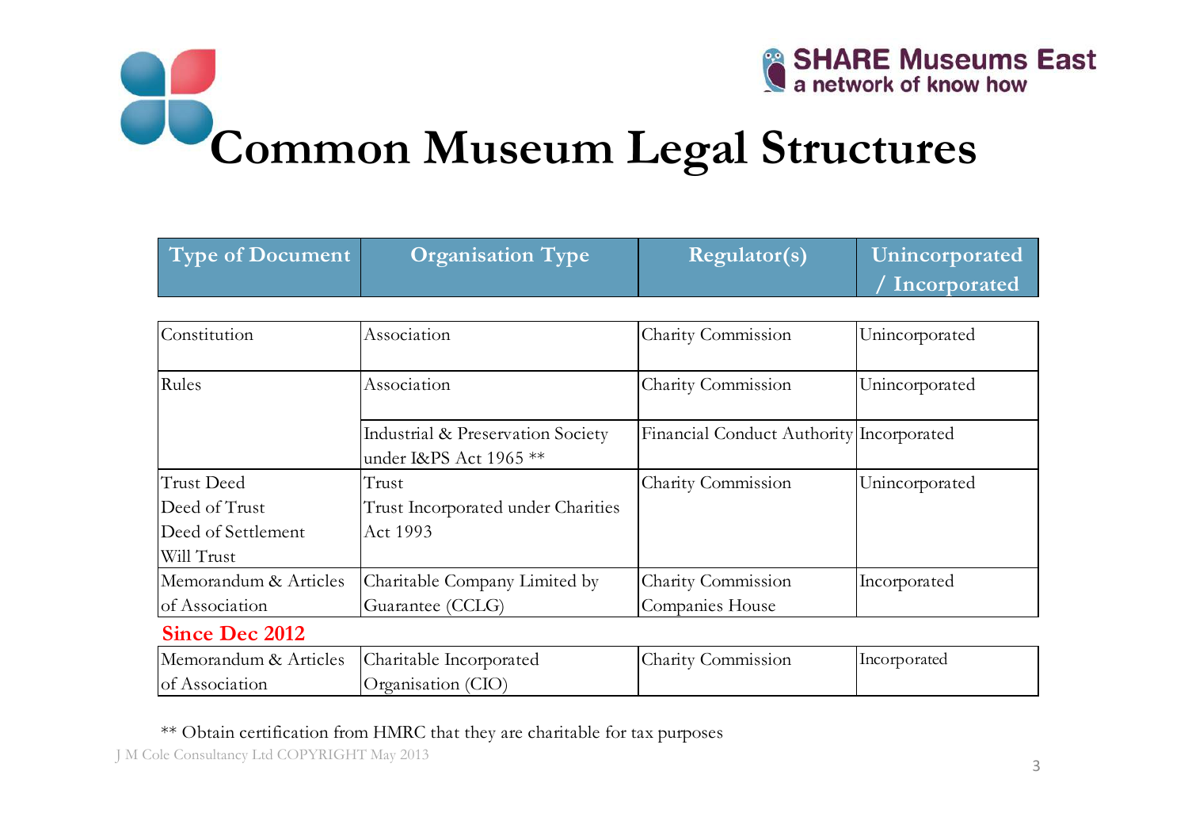# Common Museum Legal Structures

| Type of Document | Organisation Type | Regulator(s) | Unincorporated / Incorporated |
|---|---|---|---|
| Constitution | Association | Charity Commission | Unincorporated |
| Rules | Association | Charity Commission | Unincorporated |
| | Industrial & Preservation Society under I&PS Act 1965 ** | Financial Conduct Authority | Incorporated |
| Trust Deed<br>Deed of Trust<br>Deed of Settlement<br>Will Trust | Trust<br>Trust Incorporated under Charities Act 1993 | Charity Commission | Unincorporated |
| Memorandum & Articles of Association | Charitable Company Limited by Guarantee (CCLG) | Charity Commission<br>Companies House | Incorporated |
| **Since Dec 2012** | | | |
| Memorandum & Articles of Association | Charitable Incorporated Organisation (CIO) | Charity Commission | Incorporated |

** Obtain certification from HMRC that they are charitable for tax purposes

J M Cole Consultancy Ltd COPYRIGHT May 2013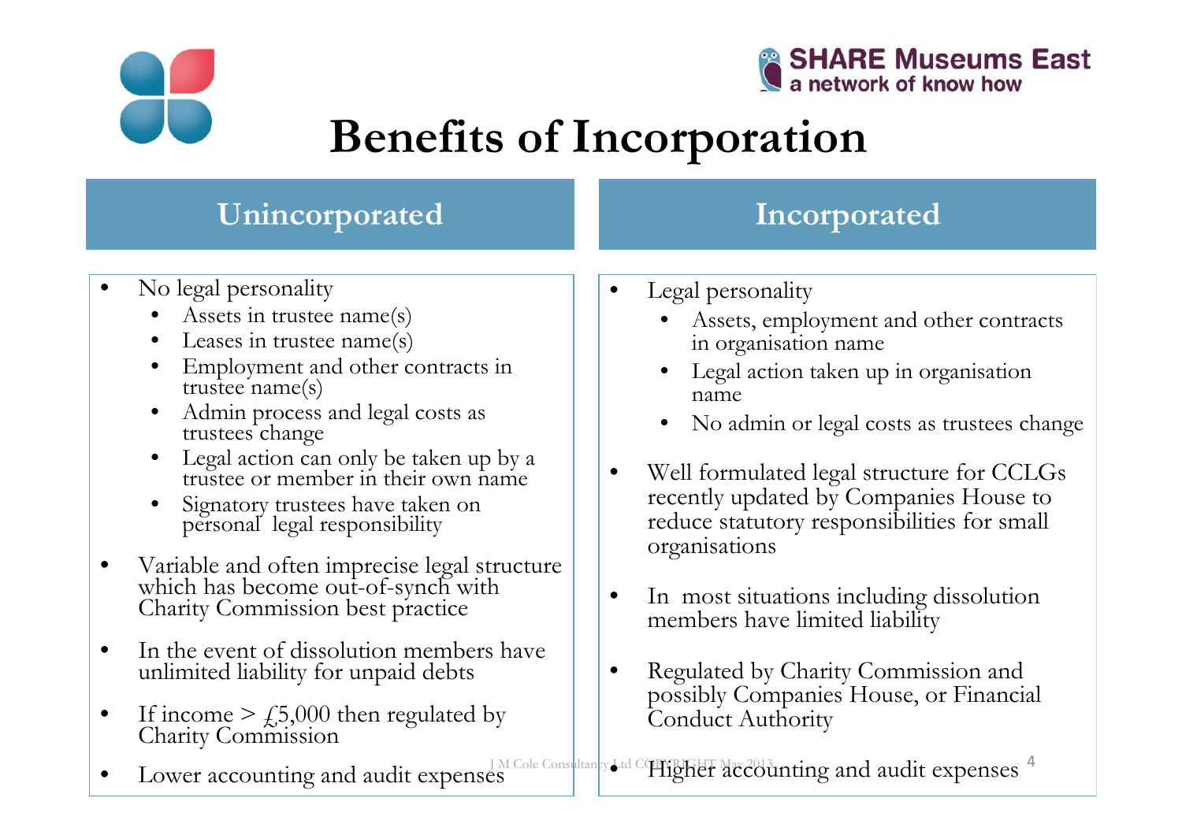# Benefits of Incorporation

## Unincorporated

- No legal personality
  - Assets in trustee name(s)
  - Leases in trustee name(s)
  - Employment and other contracts in trustee name(s)
  - Admin process and legal costs as trustees change
  - Legal action can only be taken up by a trustee or member in their own name
  - Signatory trustees have taken on personal legal responsibility
- Variable and often imprecise legal structure which has become out-of-synch with Charity Commission best practice
- In the event of dissolution members have unlimited liability for unpaid debts
- If income > £5,000 then regulated by Charity Commission
- Lower accounting and audit expenses

## Incorporated

- Legal personality
  - Assets, employment and other contracts in organisation name
  - Legal action taken up in organisation name
  - No admin or legal costs as trustees change
- Well formulated legal structure for CCLGs recently updated by Companies House to reduce statutory responsibilities for small organisations
- In most situations including dissolution members have limited liability
- Regulated by Charity Commission and possibly Companies House, or Financial Conduct Authority
- Higher accounting and audit expenses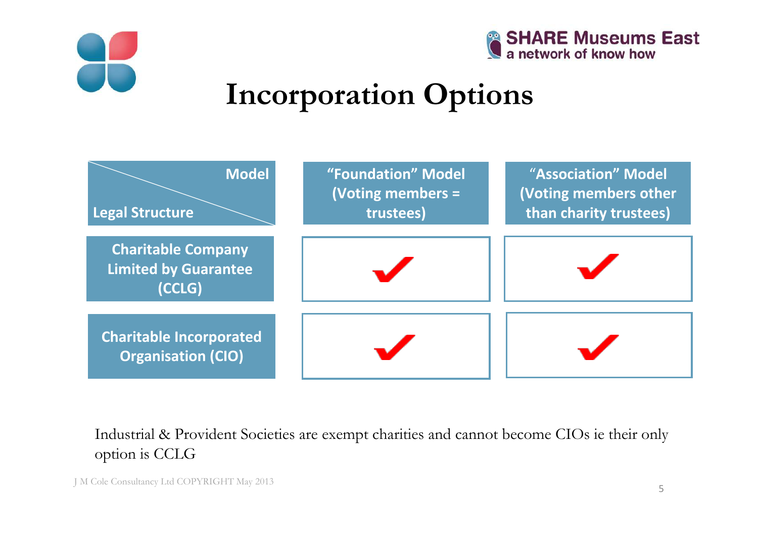# Incorporation Options

| Legal Structure \ Model | "Foundation" Model (Voting members = trustees) | "Association" Model (Voting members other than charity trustees) |
|---|---|---|
| Charitable Company Limited by Guarantee (CCLG) | ✔ | ✔ |
| Charitable Incorporated Organisation (CIO) | ✔ | ✔ |

Industrial & Provident Societies are exempt charities and cannot become CIOs ie their only option is CCLG

J M Cole Consultancy Ltd COPYRIGHT May 2013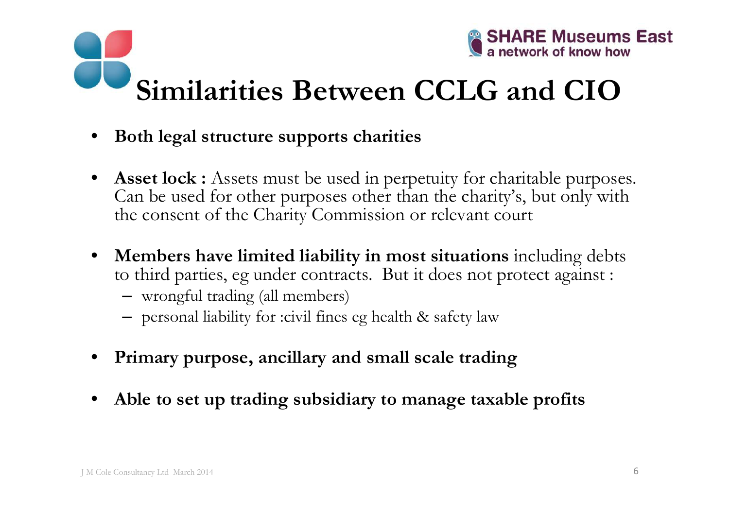# Similarities Between CCLG and CIO

- **Both legal structure supports charities**
- **Asset lock :** Assets must be used in perpetuity for charitable purposes. Can be used for other purposes other than the charity's, but only with the consent of the Charity Commission or relevant court
- **Members have limited liability in most situations** including debts to third parties, eg under contracts. But it does not protect against :
  - wrongful trading (all members)
  - personal liability for :civil fines eg health & safety law
- **Primary purpose, ancillary and small scale trading**
- **Able to set up trading subsidiary to manage taxable profits**

J M Cole Consultancy Ltd March 2014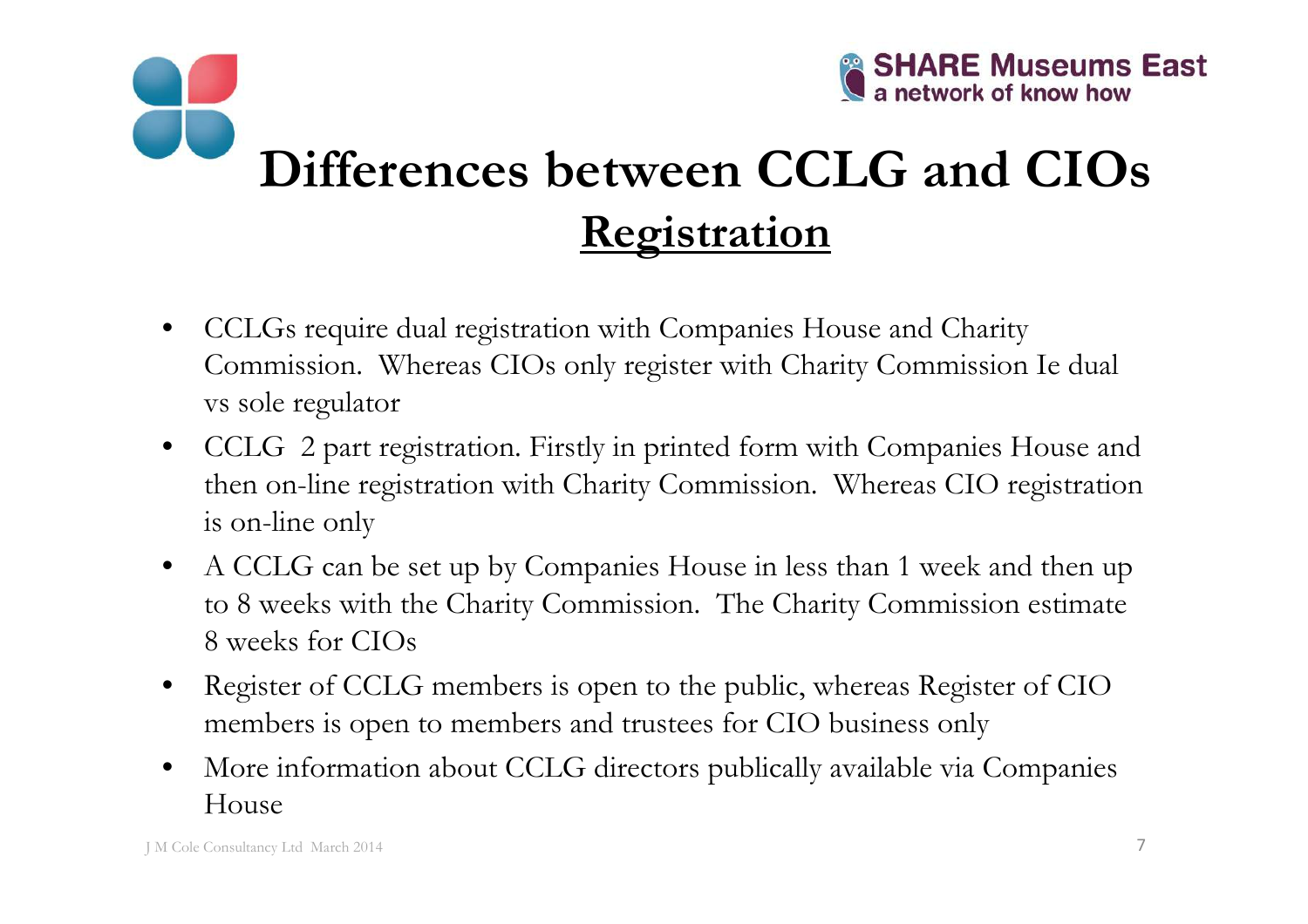# Differences between CCLG and CIOs

## Registration

- CCLGs require dual registration with Companies House and Charity Commission. Whereas CIOs only register with Charity Commission Ie dual vs sole regulator
- CCLG 2 part registration. Firstly in printed form with Companies House and then on-line registration with Charity Commission. Whereas CIO registration is on-line only
- A CCLG can be set up by Companies House in less than 1 week and then up to 8 weeks with the Charity Commission. The Charity Commission estimate 8 weeks for CIOs
- Register of CCLG members is open to the public, whereas Register of CIO members is open to members and trustees for CIO business only
- More information about CCLG directors publically available via Companies House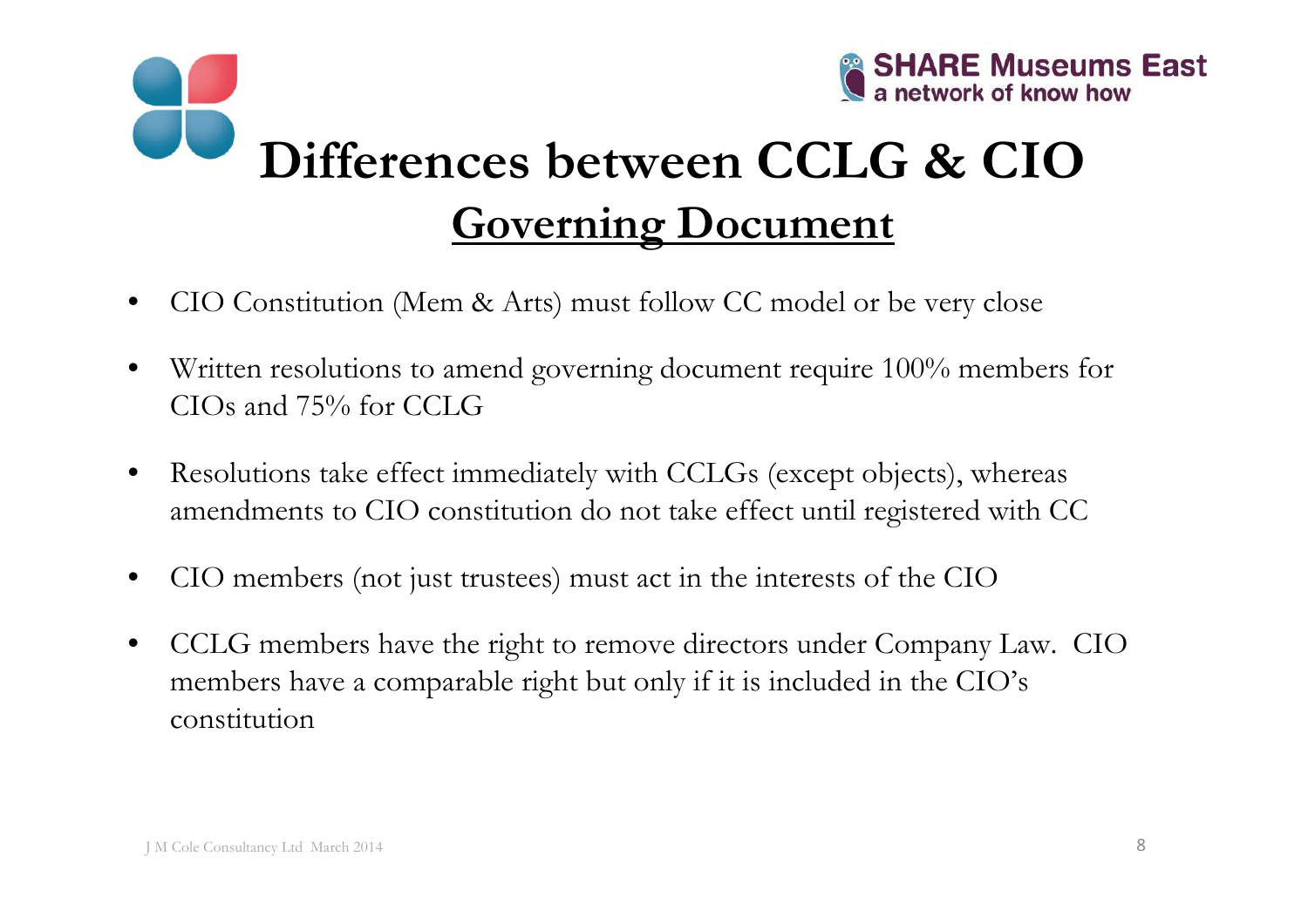# Differences between CCLG & CIO

## Governing Document

- CIO Constitution (Mem & Arts) must follow CC model or be very close
- Written resolutions to amend governing document require 100% members for CIOs and 75% for CCLG
- Resolutions take effect immediately with CCLGs (except objects), whereas amendments to CIO constitution do not take effect until registered with CC
- CIO members (not just trustees) must act in the interests of the CIO
- CCLG members have the right to remove directors under Company Law. CIO members have a comparable right but only if it is included in the CIO's constitution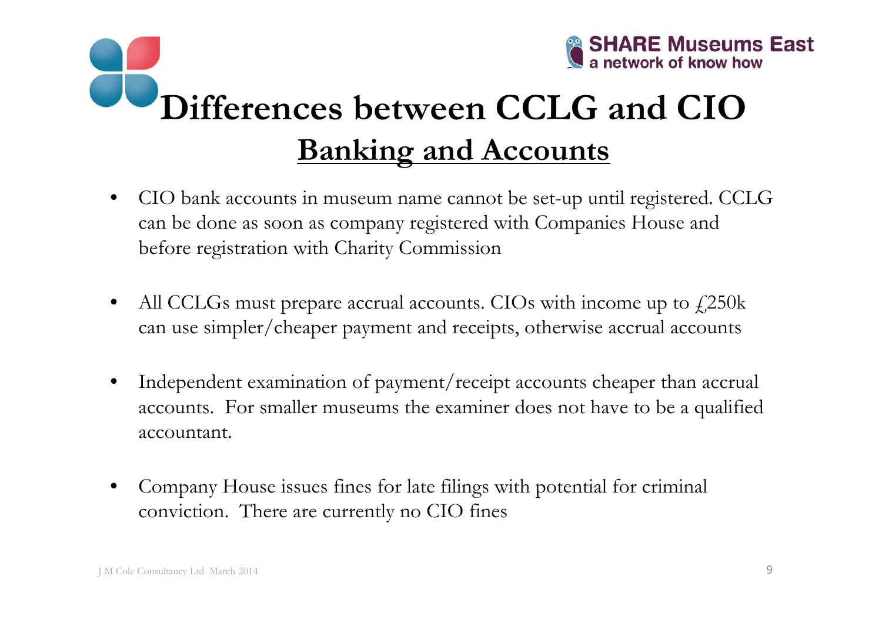# Differences between CCLG and CIO

## Banking and Accounts

- CIO bank accounts in museum name cannot be set-up until registered. CCLG can be done as soon as company registered with Companies House and before registration with Charity Commission
- All CCLGs must prepare accrual accounts. CIOs with income up to £250k can use simpler/cheaper payment and receipts, otherwise accrual accounts
- Independent examination of payment/receipt accounts cheaper than accrual accounts. For smaller museums the examiner does not have to be a qualified accountant.
- Company House issues fines for late filings with potential for criminal conviction. There are currently no CIO fines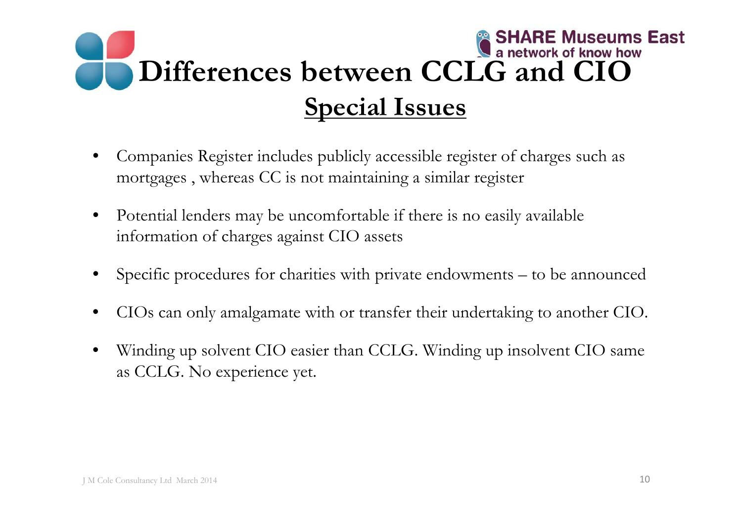# Differences between CCLG and CIO

## Special Issues

- Companies Register includes publicly accessible register of charges such as mortgages , whereas CC is not maintaining a similar register
- Potential lenders may be uncomfortable if there is no easily available information of charges against CIO assets
- Specific procedures for charities with private endowments – to be announced
- CIOs can only amalgamate with or transfer their undertaking to another CIO.
- Winding up solvent CIO easier than CCLG. Winding up insolvent CIO same as CCLG. No experience yet.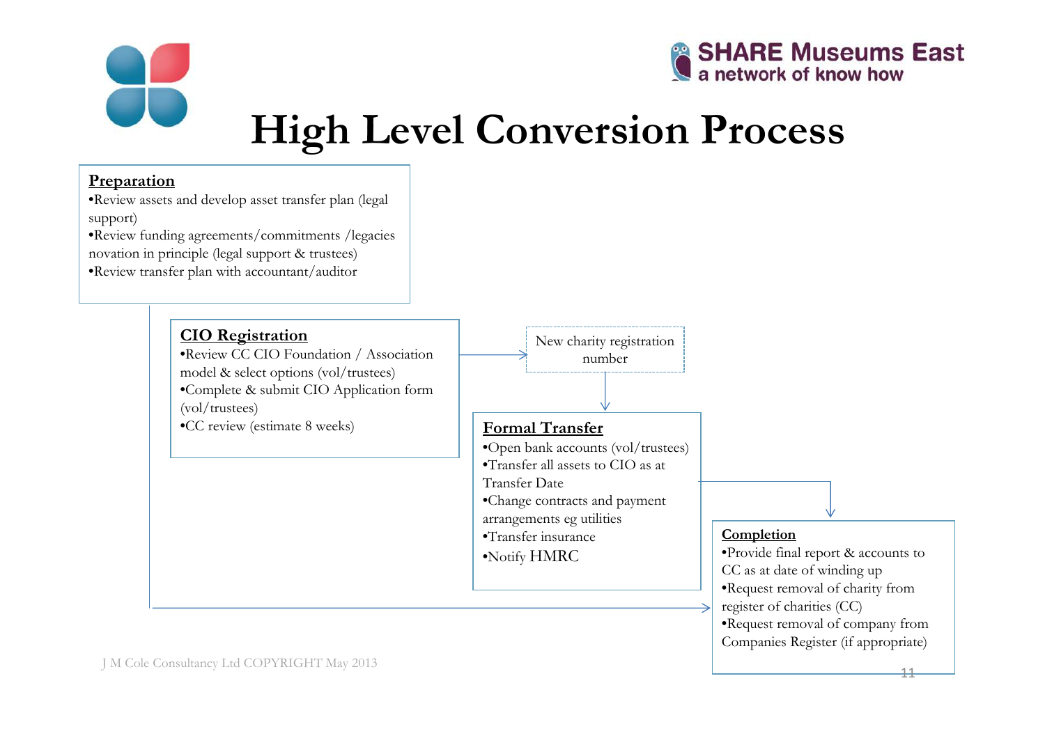SHARE Museums East
a network of know how

# High Level Conversion Process

**Preparation**

- Review assets and develop asset transfer plan (legal support)
- Review funding agreements/commitments /legacies novation in principle (legal support & trustees)
- Review transfer plan with accountant/auditor

**CIO Registration**

- Review CC CIO Foundation / Association model & select options (vol/trustees)
- Complete & submit CIO Application form (vol/trustees)
- CC review (estimate 8 weeks)

New charity registration number

**Formal Transfer**

- Open bank accounts (vol/trustees)
- Transfer all assets to CIO as at Transfer Date
- Change contracts and payment arrangements eg utilities
- Transfer insurance
- Notify HMRC

**Completion**

- Provide final report & accounts to CC as at date of winding up
- Request removal of charity from register of charities (CC)
- Request removal of company from Companies Register (if appropriate)

J M Cole Consultancy Ltd COPYRIGHT May 2013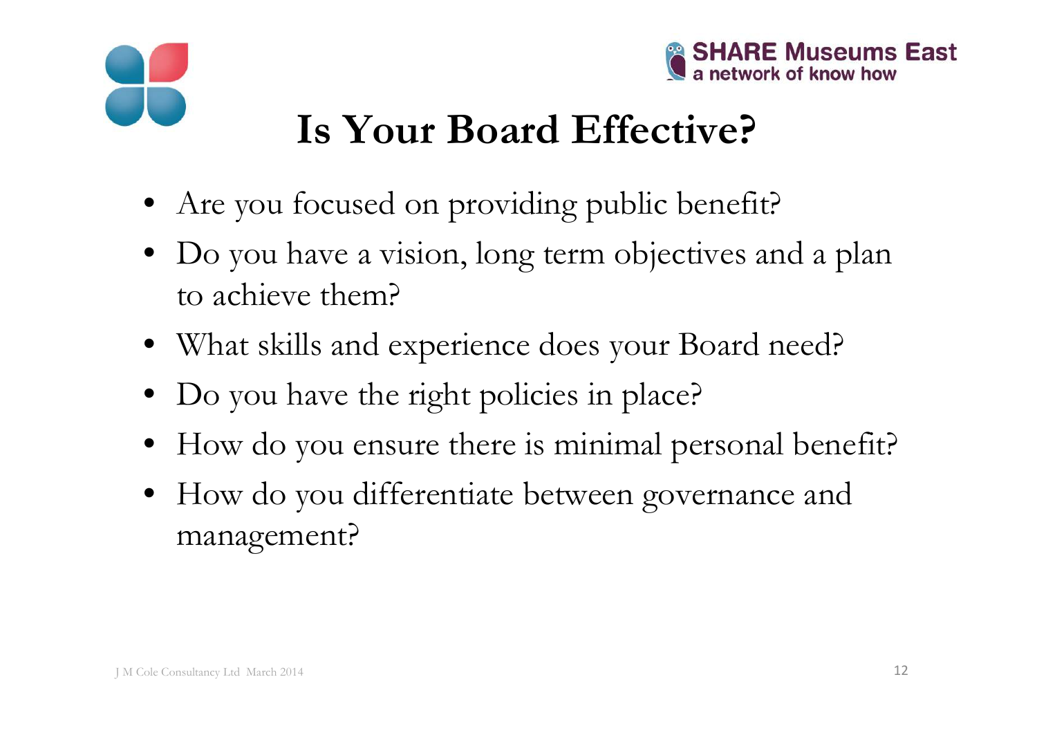# Is Your Board Effective?

- Are you focused on providing public benefit?
- Do you have a vision, long term objectives and a plan to achieve them?
- What skills and experience does your Board need?
- Do you have the right policies in place?
- How do you ensure there is minimal personal benefit?
- How do you differentiate between governance and management?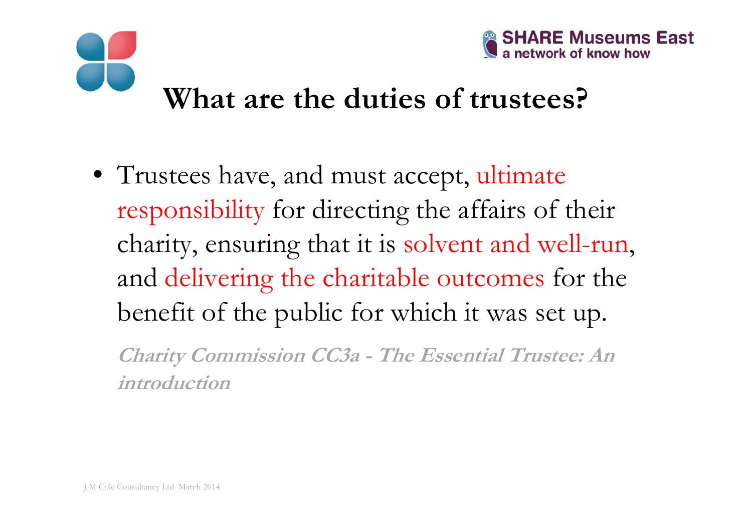# What are the duties of trustees?

- Trustees have, and must accept, ultimate responsibility for directing the affairs of their charity, ensuring that it is solvent and well-run, and delivering the charitable outcomes for the benefit of the public for which it was set up.

***Charity Commission CC3a - The Essential Trustee: An introduction***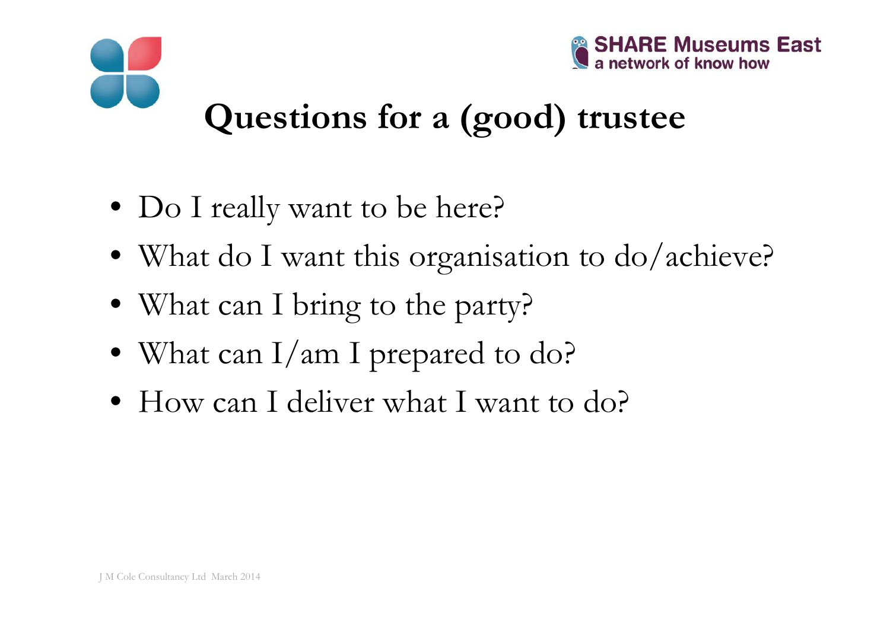# Questions for a (good) trustee

- Do I really want to be here?
- What do I want this organisation to do/achieve?
- What can I bring to the party?
- What can I/am I prepared to do?
- How can I deliver what I want to do?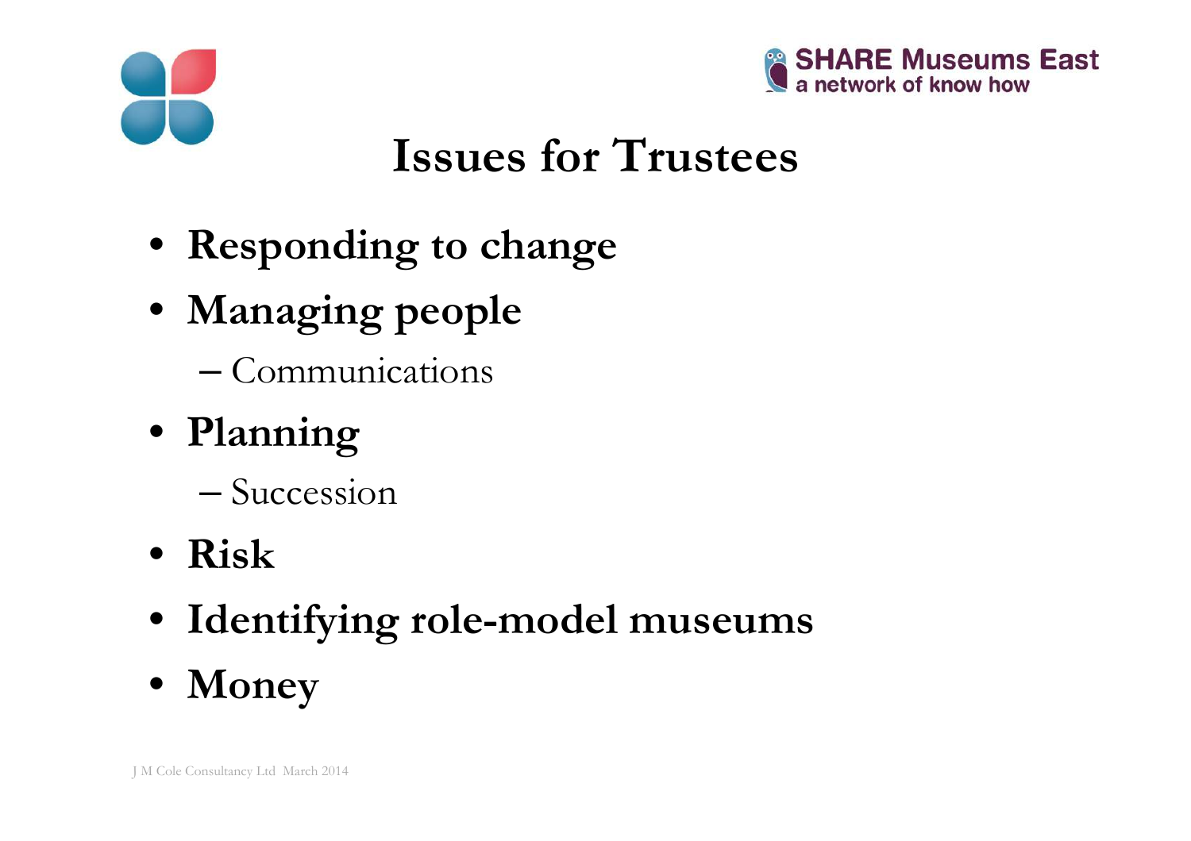# Issues for Trustees

- **Responding to change**
- **Managing people**
  - Communications
- **Planning**
  - Succession
- **Risk**
- **Identifying role-model museums**
- **Money**

J M Cole Consultancy Ltd March 2014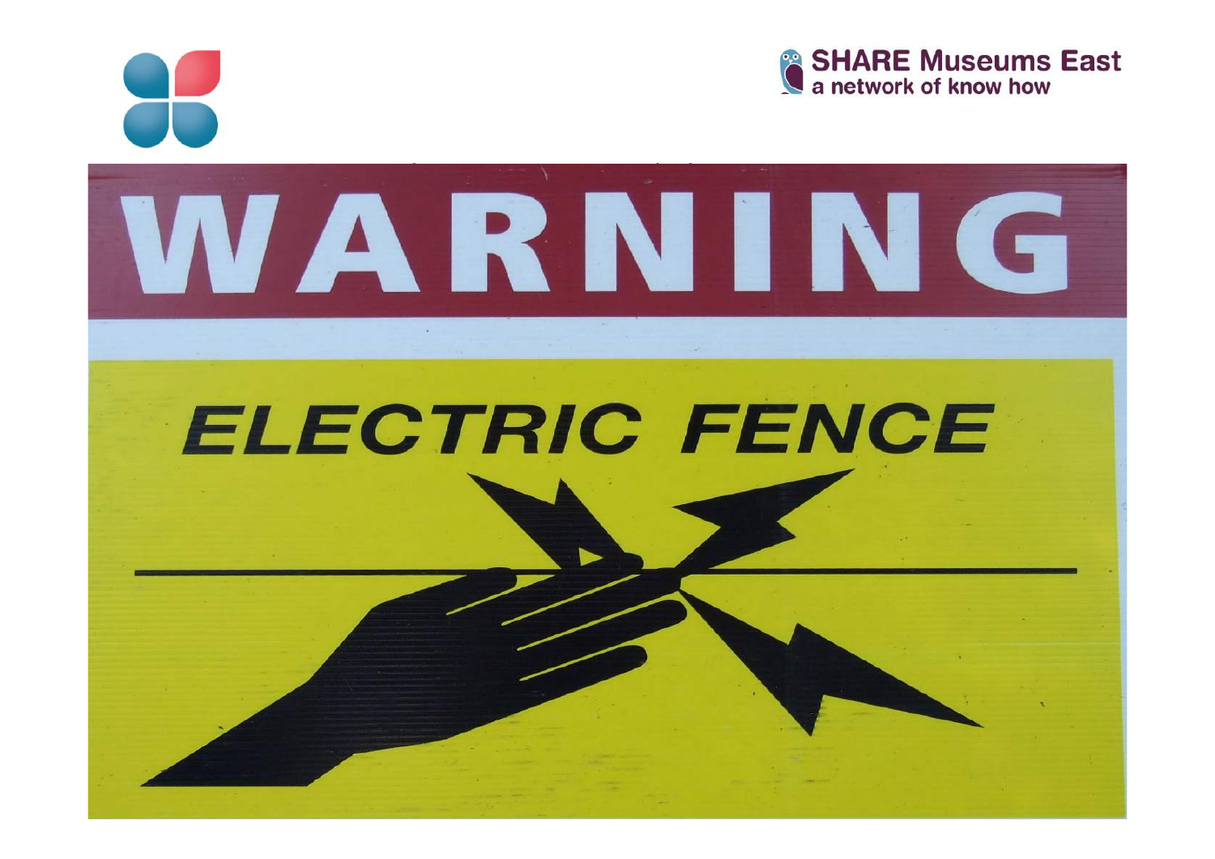SHARE Museums East
a network of know how

WARNING

ELECTRIC FENCE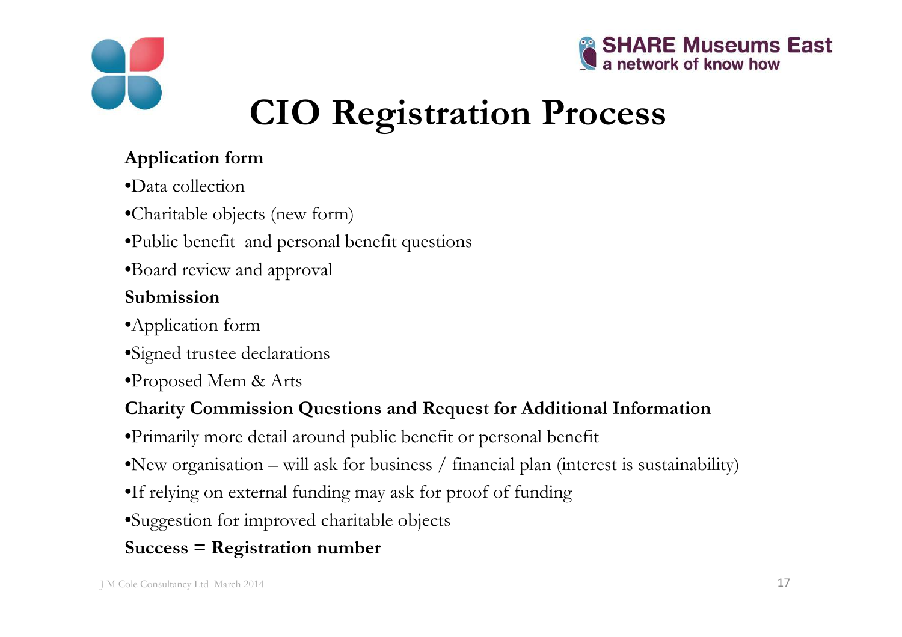# CIO Registration Process

**Application form**

- Data collection
- Charitable objects (new form)
- Public benefit and personal benefit questions
- Board review and approval

**Submission**

- Application form
- Signed trustee declarations
- Proposed Mem & Arts

**Charity Commission Questions and Request for Additional Information**

- Primarily more detail around public benefit or personal benefit
- New organisation – will ask for business / financial plan (interest is sustainability)
- If relying on external funding may ask for proof of funding
- Suggestion for improved charitable objects

**Success = Registration number**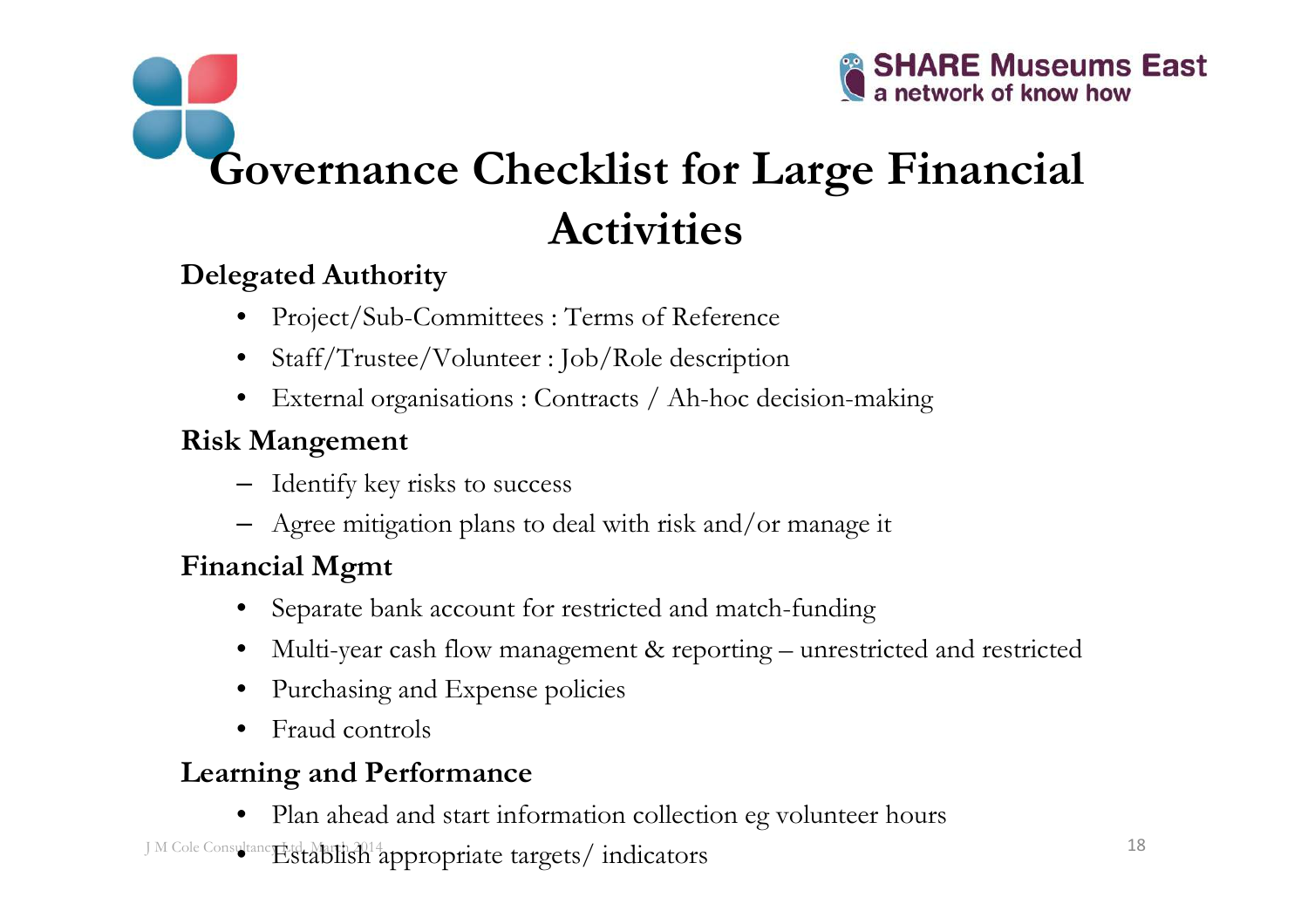# Governance Checklist for Large Financial Activities

**Delegated Authority**

- Project/Sub-Committees : Terms of Reference
- Staff/Trustee/Volunteer : Job/Role description
- External organisations : Contracts / Ah-hoc decision-making

**Risk Mangement**

- Identify key risks to success
- Agree mitigation plans to deal with risk and/or manage it

**Financial Mgmt**

- Separate bank account for restricted and match-funding
- Multi-year cash flow management & reporting – unrestricted and restricted
- Purchasing and Expense policies
- Fraud controls

**Learning and Performance**

- Plan ahead and start information collection eg volunteer hours
- Establish appropriate targets/ indicators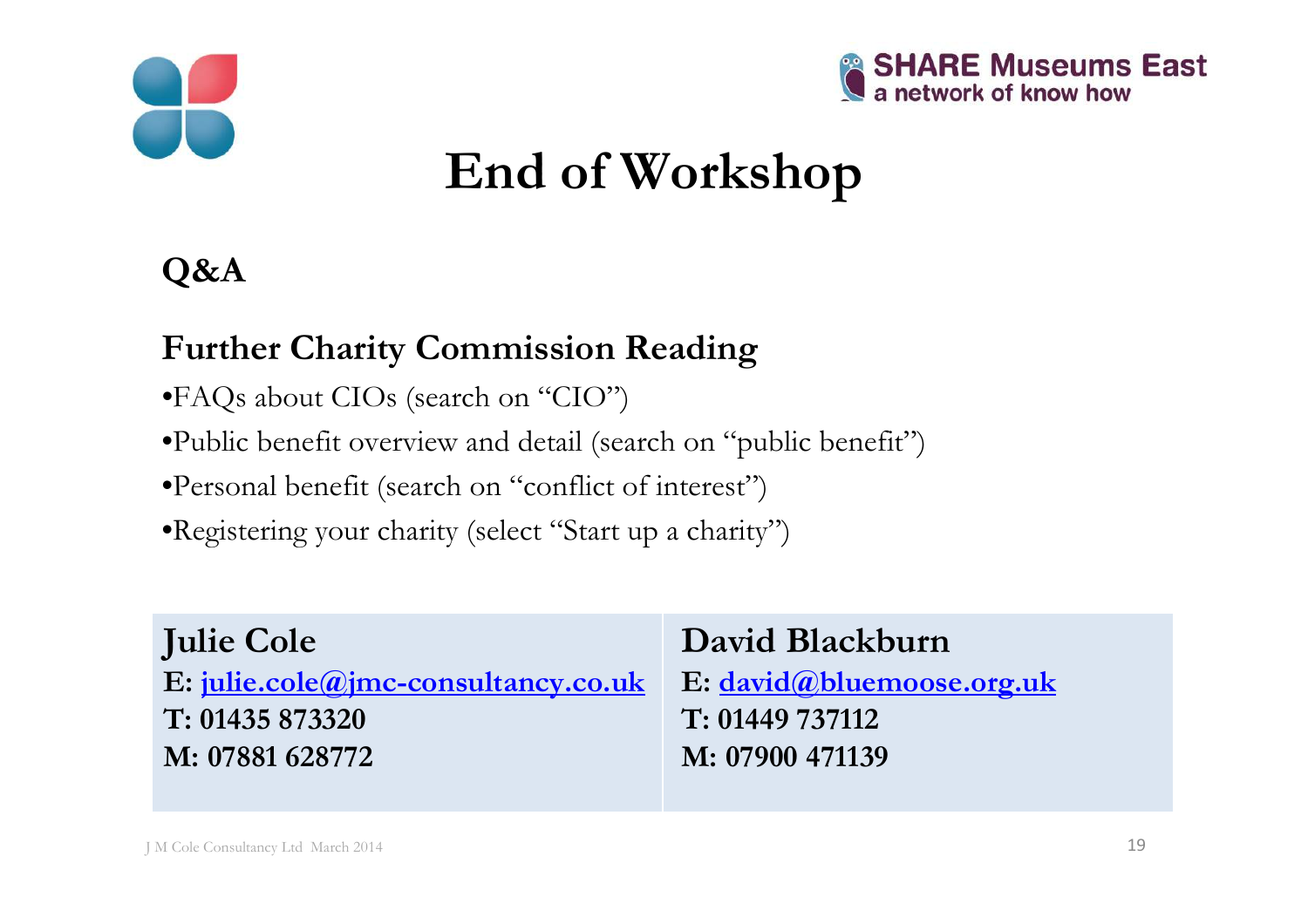SHARE Museums East
a network of know how

# End of Workshop

## Q&A

## Further Charity Commission Reading

- FAQs about CIOs (search on "CIO")
- Public benefit overview and detail (search on "public benefit")
- Personal benefit (search on "conflict of interest")
- Registering your charity (select "Start up a charity")

| | |
|---|---|
| **Julie Cole** | **David Blackburn** |
| **E: julie.cole@jmc-consultancy.co.uk** | **E: david@bluemoose.org.uk** |
| **T: 01435 873320** | **T: 01449 737112** |
| **M: 07881 628772** | **M: 07900 471139** |

J M Cole Consultancy Ltd March 2014